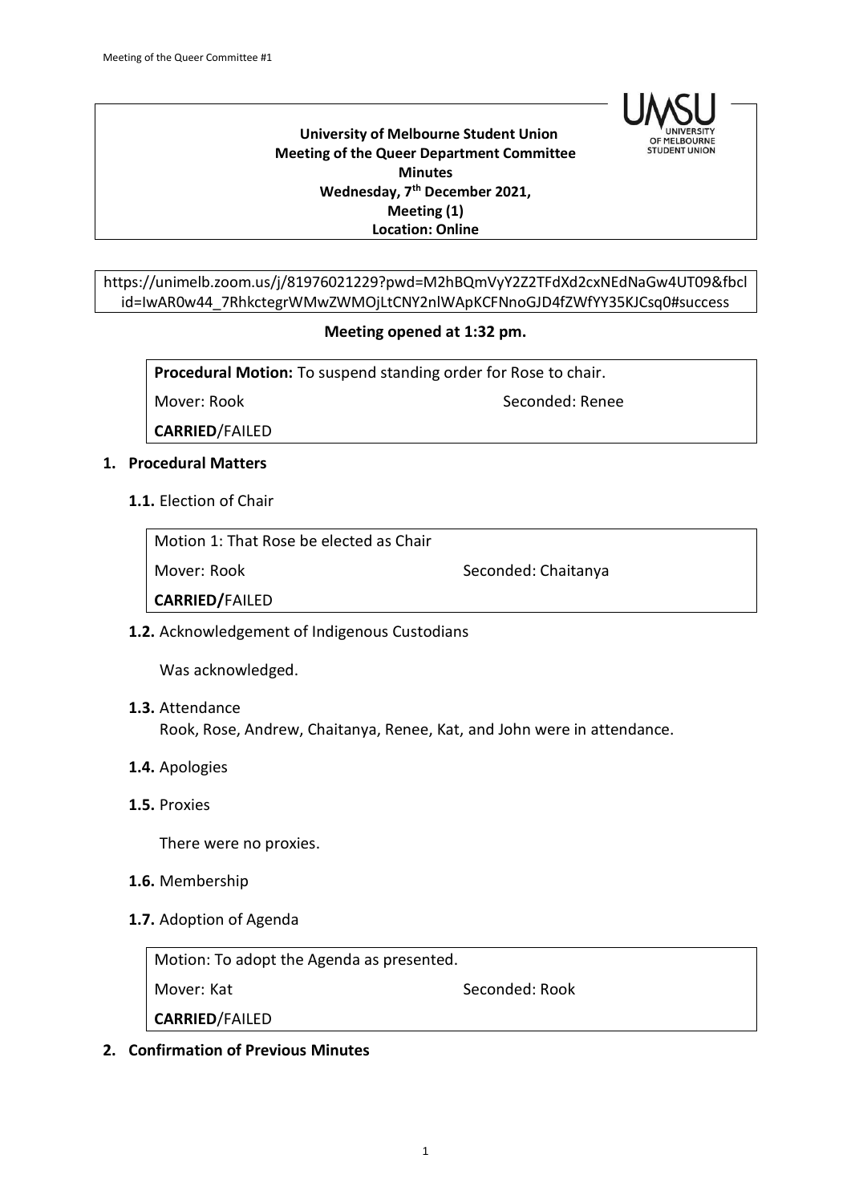**University of Melbourne Student Union**
**Meeting of the Queer Department Committee**
**Minutes**
**Wednesday, 7th December 2021,**
**Meeting (1)**
**Location: Online**

https://unimelb.zoom.us/j/81976021229?pwd=M2hBQmVyY2Z2TFdXd2cxNEdNaGw4UT09&fbclid=IwAR0w44_7RhkctegrWMwZWMOjLtCNY2nlWApKCFNnoGJD4fZWfYY35KJCsq0#success

**Meeting opened at 1:32 pm.**

**Procedural Motion:** To suspend standing order for Rose to chair.
Mover: Rook — Seconded: Renee
**CARRIED**/FAILED

## 1. Procedural Matters

**1.1.** Election of Chair

Motion 1: That Rose be elected as Chair
Mover: Rook — Seconded: Chaitanya
**CARRIED/**FAILED

**1.2.** Acknowledgement of Indigenous Custodians

Was acknowledged.

**1.3.** Attendance

Rook, Rose, Andrew, Chaitanya, Renee, Kat, and John were in attendance.

**1.4.** Apologies

**1.5.** Proxies

There were no proxies.

**1.6.** Membership

**1.7.** Adoption of Agenda

Motion: To adopt the Agenda as presented.
Mover: Kat — Seconded: Rook
**CARRIED**/FAILED

## 2. Confirmation of Previous Minutes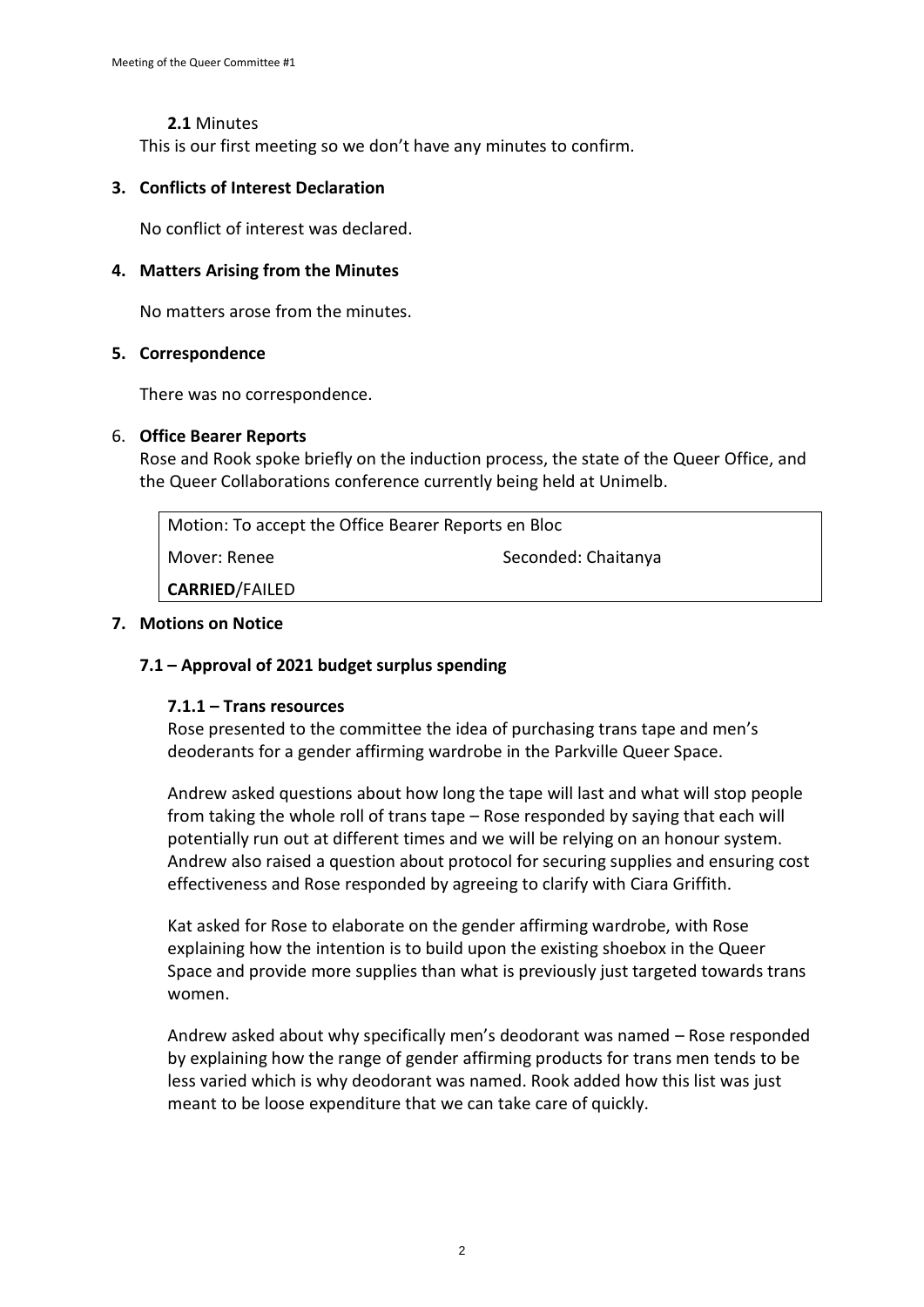**2.1** Minutes

This is our first meeting so we don't have any minutes to confirm.

## 3. Conflicts of Interest Declaration

No conflict of interest was declared.

## 4. Matters Arising from the Minutes

No matters arose from the minutes.

## 5. Correspondence

There was no correspondence.

## 6. Office Bearer Reports

Rose and Rook spoke briefly on the induction process, the state of the Queer Office, and the Queer Collaborations conference currently being held at Unimelb.

| Motion: To accept the Office Bearer Reports en Bloc | |
|---|---|
| Mover: Renee | Seconded: Chaitanya |
| **CARRIED**/FAILED | |

## 7. Motions on Notice

### 7.1 – Approval of 2021 budget surplus spending

#### 7.1.1 – Trans resources

Rose presented to the committee the idea of purchasing trans tape and men's deoderants for a gender affirming wardrobe in the Parkville Queer Space.

Andrew asked questions about how long the tape will last and what will stop people from taking the whole roll of trans tape – Rose responded by saying that each will potentially run out at different times and we will be relying on an honour system. Andrew also raised a question about protocol for securing supplies and ensuring cost effectiveness and Rose responded by agreeing to clarify with Ciara Griffith.

Kat asked for Rose to elaborate on the gender affirming wardrobe, with Rose explaining how the intention is to build upon the existing shoebox in the Queer Space and provide more supplies than what is previously just targeted towards trans women.

Andrew asked about why specifically men's deodorant was named – Rose responded by explaining how the range of gender affirming products for trans men tends to be less varied which is why deodorant was named. Rook added how this list was just meant to be loose expenditure that we can take care of quickly.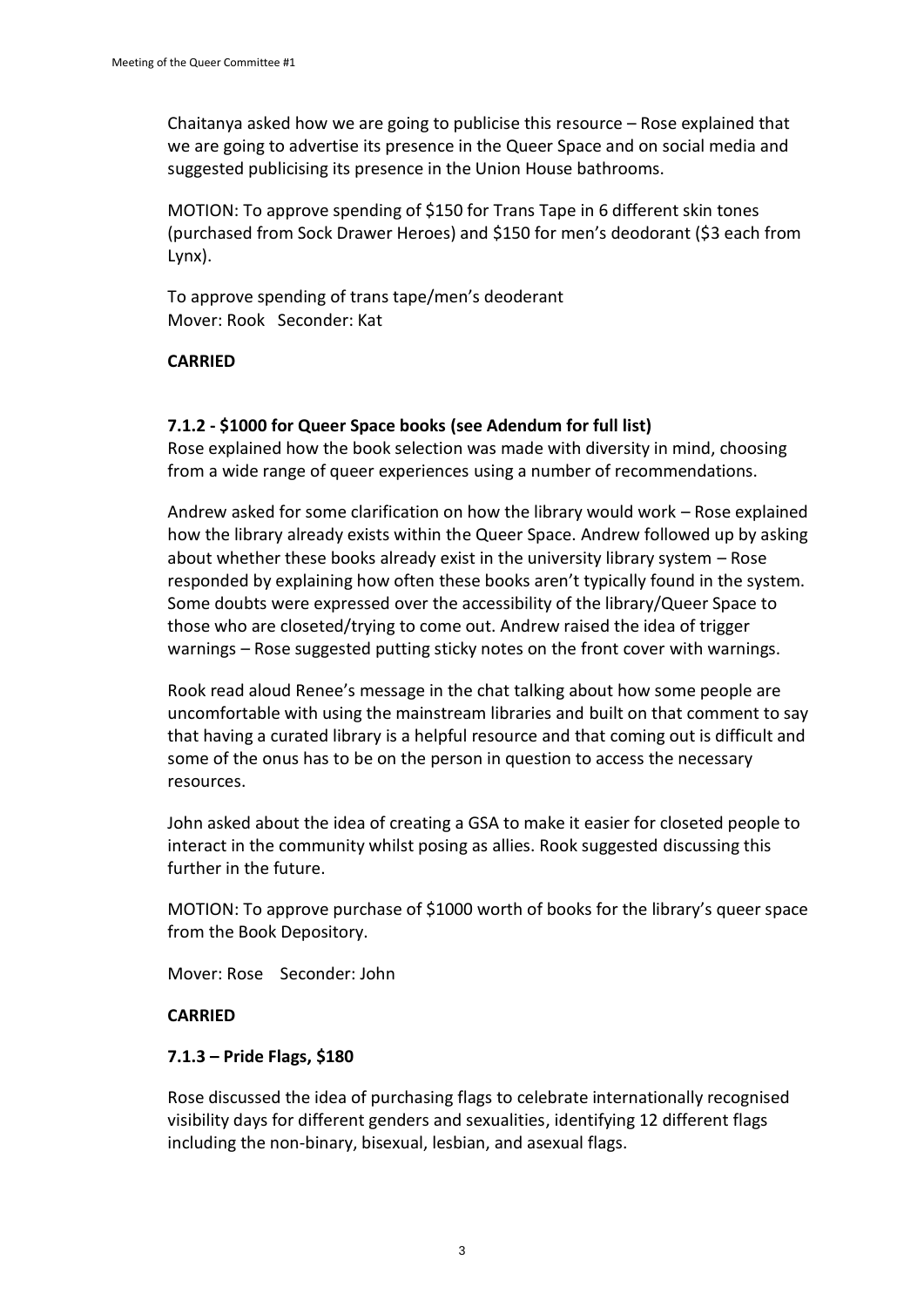Chaitanya asked how we are going to publicise this resource – Rose explained that we are going to advertise its presence in the Queer Space and on social media and suggested publicising its presence in the Union House bathrooms.

MOTION: To approve spending of $150 for Trans Tape in 6 different skin tones (purchased from Sock Drawer Heroes) and $150 for men's deodorant ($3 each from Lynx).

To approve spending of trans tape/men's deoderant
Mover: Rook Seconder: Kat

**CARRIED**

**7.1.2 - $1000 for Queer Space books (see Adendum for full list)**
Rose explained how the book selection was made with diversity in mind, choosing from a wide range of queer experiences using a number of recommendations.

Andrew asked for some clarification on how the library would work – Rose explained how the library already exists within the Queer Space. Andrew followed up by asking about whether these books already exist in the university library system – Rose responded by explaining how often these books aren't typically found in the system. Some doubts were expressed over the accessibility of the library/Queer Space to those who are closeted/trying to come out. Andrew raised the idea of trigger warnings – Rose suggested putting sticky notes on the front cover with warnings.

Rook read aloud Renee's message in the chat talking about how some people are uncomfortable with using the mainstream libraries and built on that comment to say that having a curated library is a helpful resource and that coming out is difficult and some of the onus has to be on the person in question to access the necessary resources.

John asked about the idea of creating a GSA to make it easier for closeted people to interact in the community whilst posing as allies. Rook suggested discussing this further in the future.

MOTION: To approve purchase of $1000 worth of books for the library's queer space from the Book Depository.

Mover: Rose Seconder: John

**CARRIED**

**7.1.3 – Pride Flags, $180**

Rose discussed the idea of purchasing flags to celebrate internationally recognised visibility days for different genders and sexualities, identifying 12 different flags including the non-binary, bisexual, lesbian, and asexual flags.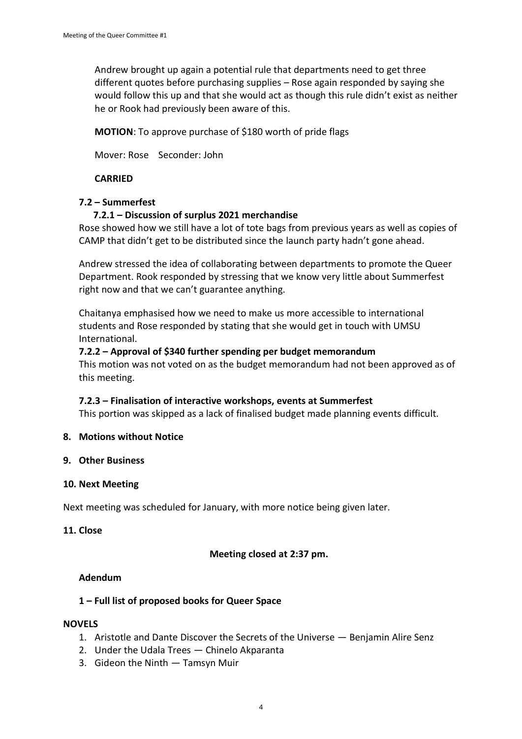Andrew brought up again a potential rule that departments need to get three different quotes before purchasing supplies – Rose again responded by saying she would follow this up and that she would act as though this rule didn't exist as neither he or Rook had previously been aware of this.

**MOTION**: To approve purchase of $180 worth of pride flags

Mover: Rose Seconder: John

**CARRIED**

### 7.2 – Summerfest

#### 7.2.1 – Discussion of surplus 2021 merchandise

Rose showed how we still have a lot of tote bags from previous years as well as copies of CAMP that didn't get to be distributed since the launch party hadn't gone ahead.

Andrew stressed the idea of collaborating between departments to promote the Queer Department. Rook responded by stressing that we know very little about Summerfest right now and that we can't guarantee anything.

Chaitanya emphasised how we need to make us more accessible to international students and Rose responded by stating that she would get in touch with UMSU International.

#### 7.2.2 – Approval of $340 further spending per budget memorandum

This motion was not voted on as the budget memorandum had not been approved as of this meeting.

#### 7.2.3 – Finalisation of interactive workshops, events at Summerfest

This portion was skipped as a lack of finalised budget made planning events difficult.

## 8. Motions without Notice

## 9. Other Business

## 10. Next Meeting

Next meeting was scheduled for January, with more notice being given later.

## 11. Close

**Meeting closed at 2:37 pm.**

### Adendum

### 1 – Full list of proposed books for Queer Space

**NOVELS**

1. Aristotle and Dante Discover the Secrets of the Universe — Benjamin Alire Senz
2. Under the Udala Trees — Chinelo Akparanta
3. Gideon the Ninth — Tamsyn Muir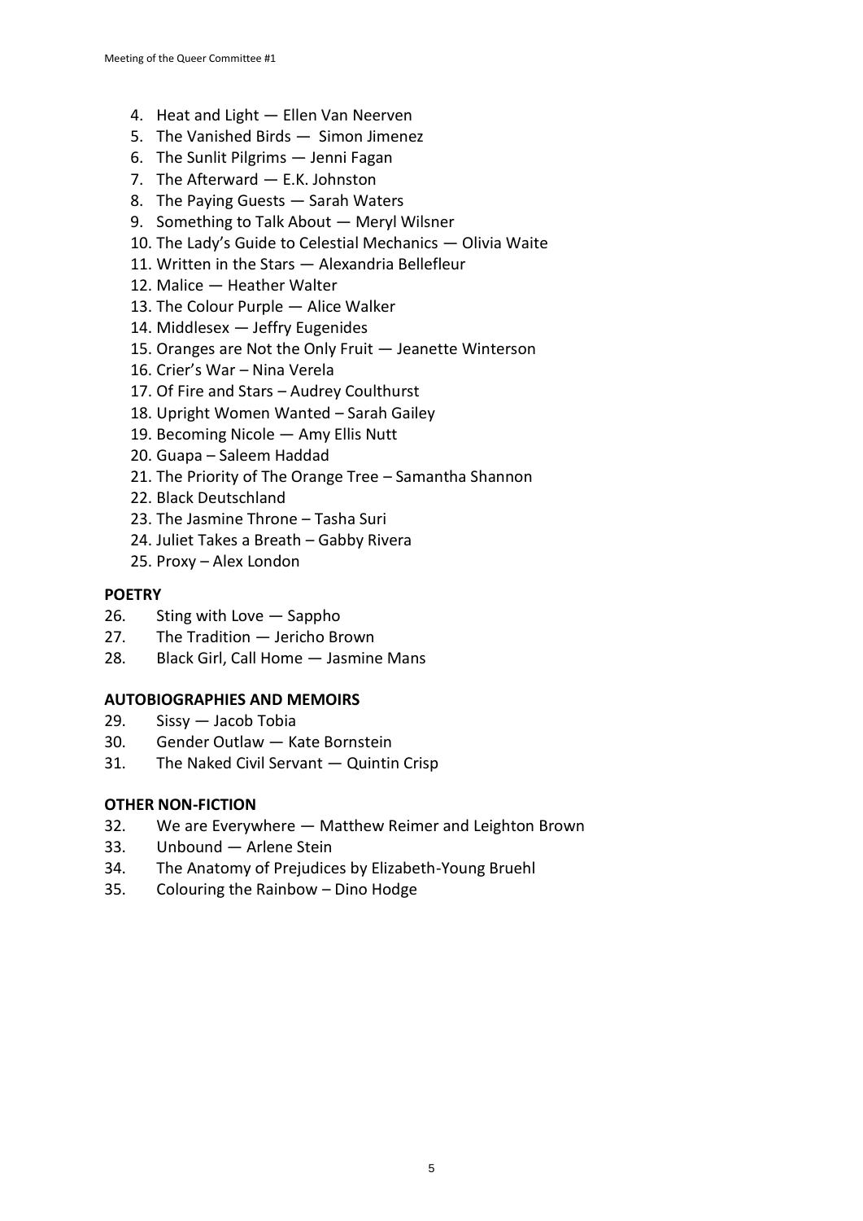4. Heat and Light — Ellen Van Neerven
5. The Vanished Birds — Simon Jimenez
6. The Sunlit Pilgrims — Jenni Fagan
7. The Afterward — E.K. Johnston
8. The Paying Guests — Sarah Waters
9. Something to Talk About — Meryl Wilsner
10. The Lady's Guide to Celestial Mechanics — Olivia Waite
11. Written in the Stars — Alexandria Bellefleur
12. Malice — Heather Walter
13. The Colour Purple — Alice Walker
14. Middlesex — Jeffry Eugenides
15. Oranges are Not the Only Fruit — Jeanette Winterson
16. Crier's War – Nina Verela
17. Of Fire and Stars – Audrey Coulthurst
18. Upright Women Wanted – Sarah Gailey
19. Becoming Nicole — Amy Ellis Nutt
20. Guapa – Saleem Haddad
21. The Priority of The Orange Tree – Samantha Shannon
22. Black Deutschland
23. The Jasmine Throne – Tasha Suri
24. Juliet Takes a Breath – Gabby Rivera
25. Proxy – Alex London

**POETRY**

26. Sting with Love — Sappho
27. The Tradition — Jericho Brown
28. Black Girl, Call Home — Jasmine Mans

**AUTOBIOGRAPHIES AND MEMOIRS**

29. Sissy — Jacob Tobia
30. Gender Outlaw — Kate Bornstein
31. The Naked Civil Servant — Quintin Crisp

**OTHER NON-FICTION**

32. We are Everywhere — Matthew Reimer and Leighton Brown
33. Unbound — Arlene Stein
34. The Anatomy of Prejudices by Elizabeth-Young Bruehl
35. Colouring the Rainbow – Dino Hodge